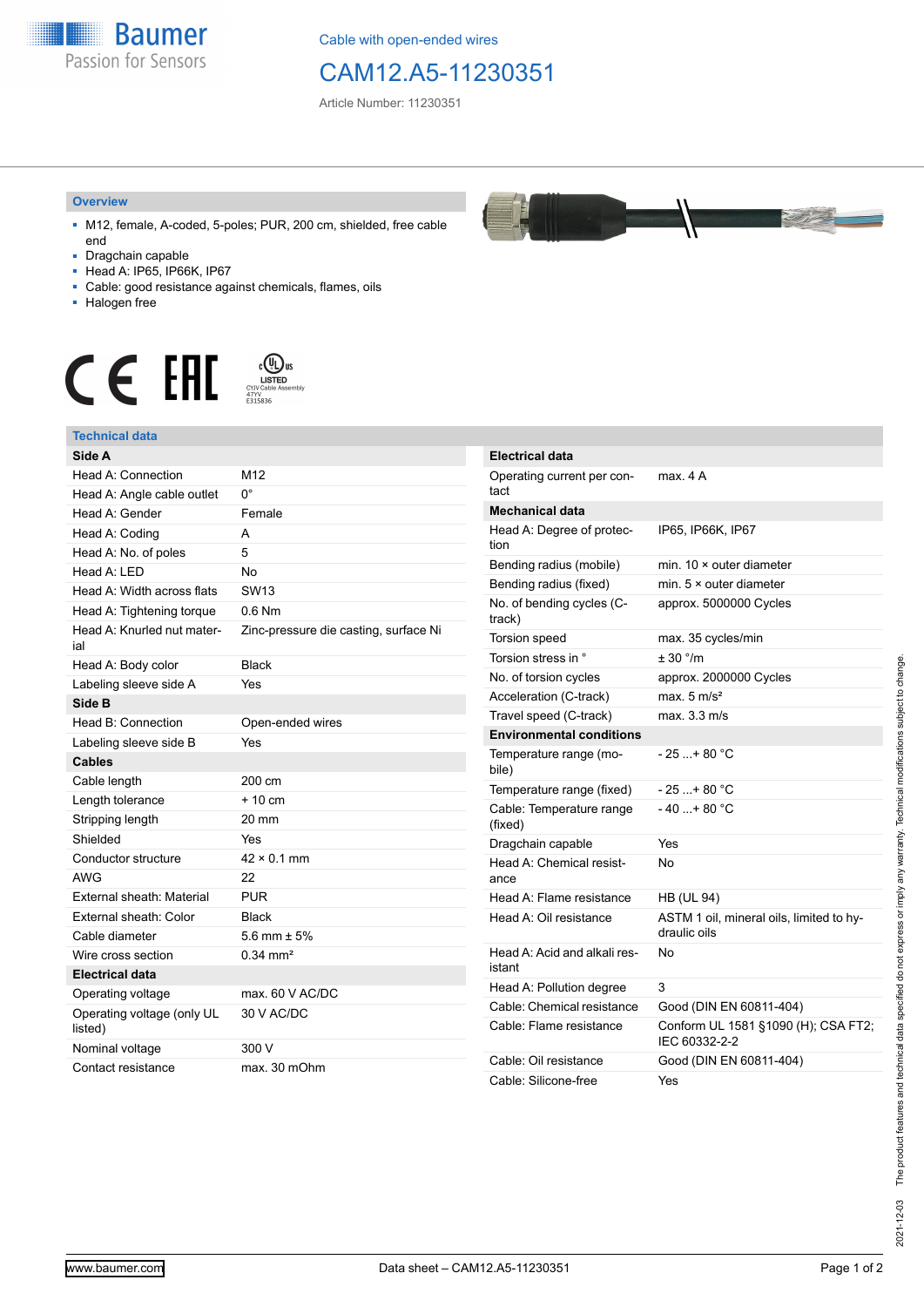Cable with open-ended wires

# CAM12.A5-11230351

Article Number: 11230351

## Overview

- M12, female, A-coded, 5-poles; PUR, 200 cm, shielded, free cable end
- Dragchain capable
- Head A: IP65, IP66K, IP67
- Cable: good resistance against chemicals, flames, oils
- Halogen free

## Technical data

| **Side A** | |
|---|---|
| Head A: Connection | M12 |
| Head A: Angle cable outlet | 0° |
| Head A: Gender | Female |
| Head A: Coding | A |
| Head A: No. of poles | 5 |
| Head A: LED | No |
| Head A: Width across flats | SW13 |
| Head A: Tightening torque | 0.6 Nm |
| Head A: Knurled nut material | Zinc-pressure die casting, surface Ni |
| Head A: Body color | Black |
| Labeling sleeve side A | Yes |
| **Side B** | |
| Head B: Connection | Open-ended wires |
| Labeling sleeve side B | Yes |
| **Cables** | |
| Cable length | 200 cm |
| Length tolerance | + 10 cm |
| Stripping length | 20 mm |
| Shielded | Yes |
| Conductor structure | 42 × 0.1 mm |
| AWG | 22 |
| External sheath: Material | PUR |
| External sheath: Color | Black |
| Cable diameter | 5.6 mm ± 5% |
| Wire cross section | 0.34 mm² |
| **Electrical data** | |
| Operating voltage | max. 60 V AC/DC |
| Operating voltage (only UL listed) | 30 V AC/DC |
| Nominal voltage | 300 V |
| Contact resistance | max. 30 mOhm |

| **Electrical data** | |
|---|---|
| Operating current per contact | max. 4 A |
| **Mechanical data** | |
| Head A: Degree of protection | IP65, IP66K, IP67 |
| Bending radius (mobile) | min. 10 × outer diameter |
| Bending radius (fixed) | min. 5 × outer diameter |
| No. of bending cycles (C-track) | approx. 5000000 Cycles |
| Torsion speed | max. 35 cycles/min |
| Torsion stress in ° | ± 30 °/m |
| No. of torsion cycles | approx. 2000000 Cycles |
| Acceleration (C-track) | max. 5 m/s² |
| Travel speed (C-track) | max. 3.3 m/s |
| **Environmental conditions** | |
| Temperature range (mobile) | - 25 ...+ 80 °C |
| Temperature range (fixed) | - 25 ...+ 80 °C |
| Cable: Temperature range (fixed) | - 40 ...+ 80 °C |
| Dragchain capable | Yes |
| Head A: Chemical resistance | No |
| Head A: Flame resistance | HB (UL 94) |
| Head A: Oil resistance | ASTM 1 oil, mineral oils, limited to hydraulic oils |
| Head A: Acid and alkali resistant | No |
| Head A: Pollution degree | 3 |
| Cable: Chemical resistance | Good (DIN EN 60811-404) |
| Cable: Flame resistance | Conform UL 1581 §1090 (H); CSA FT2; IEC 60332-2-2 |
| Cable: Oil resistance | Good (DIN EN 60811-404) |
| Cable: Silicone-free | Yes |

2021-12-03 The product features and technical data specified do not express or imply any warranty. Technical modifications subject to change.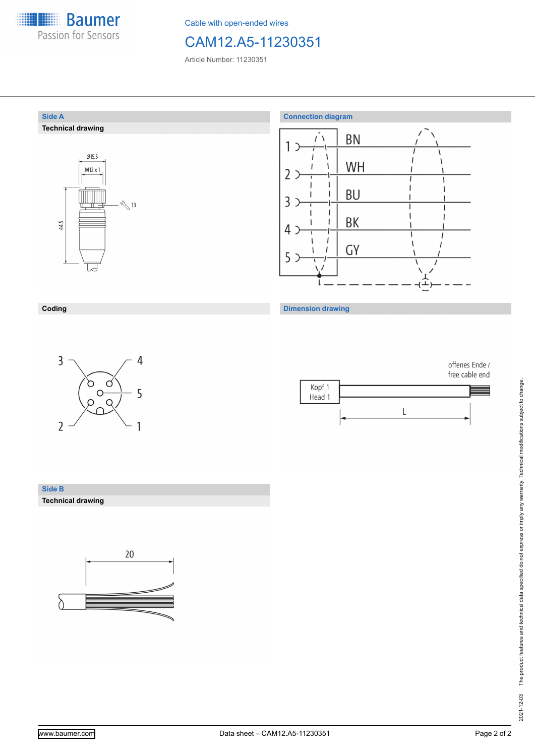Cable with open-ended wires

# CAM12.A5-11230351

Article Number: 11230351

## Side A

### Technical drawing

Ø15.5

M12 x 1

13

44.5

## Connection diagram

1 BN

2 WH

3 BU

4 BK

5 GY

### Coding

3

4

5

2

1

## Dimension drawing

Kopf 1
Head 1

offenes Ende /
free cable end

L

## Side B

### Technical drawing

20

The product features and technical data specified do not express or imply any warranty. Technical modifications subject to change.

2021-12-03

www.baumer.com

Data sheet – CAM12.A5-11230351